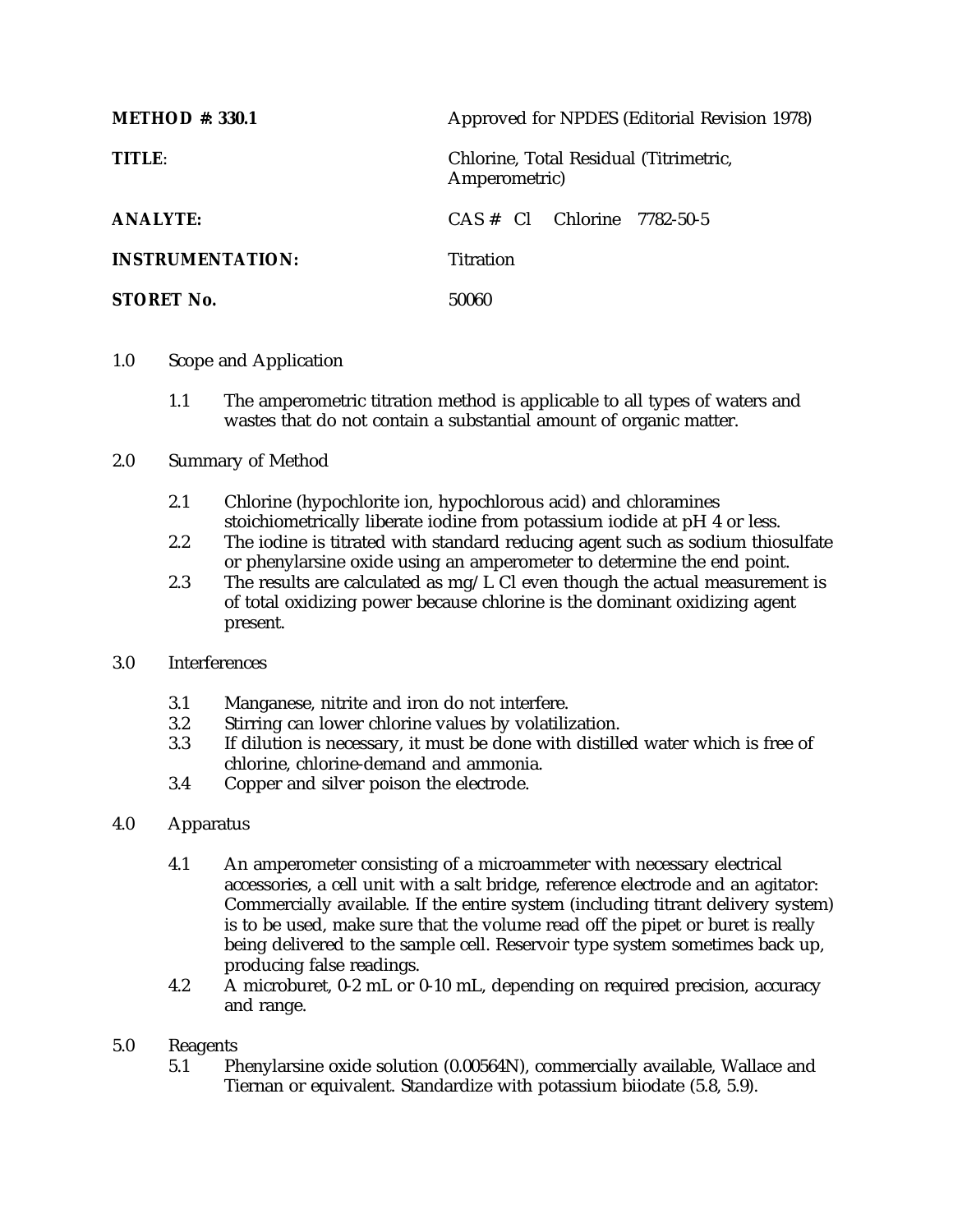| | |
|---|---|
| **METHOD #: 330.1** | Approved for NPDES (Editorial Revision 1978) |
| **TITLE**: | Chlorine, Total Residual (Titrimetric, Amperometric) |
| **ANALYTE:** | CAS # Cl Chlorine 7782-50-5 |
| **INSTRUMENTATION:** | Titration |
| **STORET No.** | 50060 |

1.0 Scope and Application

1.1 The amperometric titration method is applicable to all types of waters and wastes that do not contain a substantial amount of organic matter.

2.0 Summary of Method

2.1 Chlorine (hypochlorite ion, hypochlorous acid) and chloramines stoichiometrically liberate iodine from potassium iodide at pH 4 or less.

2.2 The iodine is titrated with standard reducing agent such as sodium thiosulfate or phenylarsine oxide using an amperometer to determine the end point.

2.3 The results are calculated as mg/L Cl even though the actual measurement is of total oxidizing power because chlorine is the dominant oxidizing agent present.

3.0 Interferences

3.1 Manganese, nitrite and iron do not interfere.

3.2 Stirring can lower chlorine values by volatilization.

3.3 If dilution is necessary, it must be done with distilled water which is free of chlorine, chlorine-demand and ammonia.

3.4 Copper and silver poison the electrode.

4.0 Apparatus

4.1 An amperometer consisting of a microammeter with necessary electrical accessories, a cell unit with a salt bridge, reference electrode and an agitator: Commercially available. If the entire system (including titrant delivery system) is to be used, make sure that the volume read off the pipet or buret is really being delivered to the sample cell. Reservoir type system sometimes back up, producing false readings.

4.2 A microburet, 0-2 mL or 0-10 mL, depending on required precision, accuracy and range.

5.0 Reagents

5.1 Phenylarsine oxide solution (0.00564N), commercially available, Wallace and Tiernan or equivalent. Standardize with potassium biiodate (5.8, 5.9).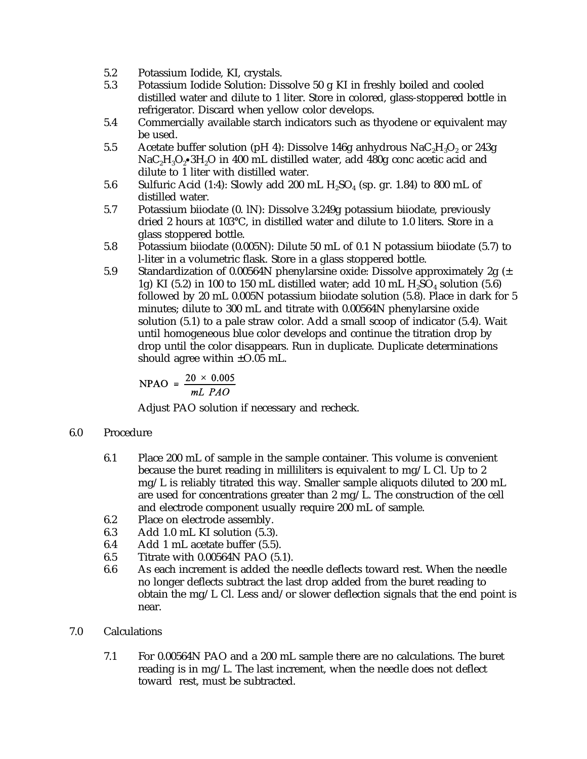5.2 Potassium Iodide, KI, crystals.

5.3 Potassium Iodide Solution: Dissolve 50 g KI in freshly boiled and cooled distilled water and dilute to 1 liter. Store in colored, glass-stoppered bottle in refrigerator. Discard when yellow color develops.

5.4 Commercially available starch indicators such as thyodene or equivalent may be used.

5.5 Acetate buffer solution (pH 4): Dissolve 146g anhydrous $NaC_2H_3O_2$ or 243g $NaC_2H_3O_2 \bullet 3H_2O$ in 400 mL distilled water, add 480g conc acetic acid and dilute to 1 liter with distilled water.

5.6 Sulfuric Acid (1:4): Slowly add 200 mL $H_2SO_4$ (sp. gr. 1.84) to 800 mL of distilled water.

5.7 Potassium biiodate (0. lN): Dissolve 3.249g potassium biiodate, previously dried 2 hours at 103°C, in distilled water and dilute to 1.0 liters. Store in a glass stoppered bottle.

5.8 Potassium biiodate (0.005N): Dilute 50 mL of 0.1 N potassium biiodate (5.7) to l-liter in a volumetric flask. Store in a glass stoppered bottle.

5.9 Standardization of 0.00564N phenylarsine oxide: Dissolve approximately 2g (± 1g) KI (5.2) in 100 to 150 mL distilled water; add 10 mL $H_2SO_4$ solution (5.6) followed by 20 mL 0.005N potassium biiodate solution (5.8). Place in dark for 5 minutes; dilute to 300 mL and titrate with 0.00564N phenylarsine oxide solution (5.1) to a pale straw color. Add a small scoop of indicator (5.4). Wait until homogeneous blue color develops and continue the titration drop by drop until the color disappears. Run in duplicate. Duplicate determinations should agree within ±O.05 mL.

$$NPAO = \frac{20 \times 0.005}{mL\ PAO}$$

Adjust PAO solution if necessary and recheck.

## 6.0 Procedure

6.1 Place 200 mL of sample in the sample container. This volume is convenient because the buret reading in milliliters is equivalent to mg/L Cl. Up to 2 mg/L is reliably titrated this way. Smaller sample aliquots diluted to 200 mL are used for concentrations greater than 2 mg/L. The construction of the cell and electrode component usually require 200 mL of sample.

6.2 Place on electrode assembly.

6.3 Add 1.0 mL KI solution (5.3).

6.4 Add 1 mL acetate buffer (5.5).

6.5 Titrate with 0.00564N PAO (5.1).

6.6 As each increment is added the needle deflects toward rest. When the needle no longer deflects subtract the last drop added from the buret reading to obtain the mg/L Cl. Less and/or slower deflection signals that the end point is near.

## 7.0 Calculations

7.1 For 0.00564N PAO and a 200 mL sample there are no calculations. The buret reading is in mg/L. The last increment, when the needle does not deflect toward rest, must be subtracted.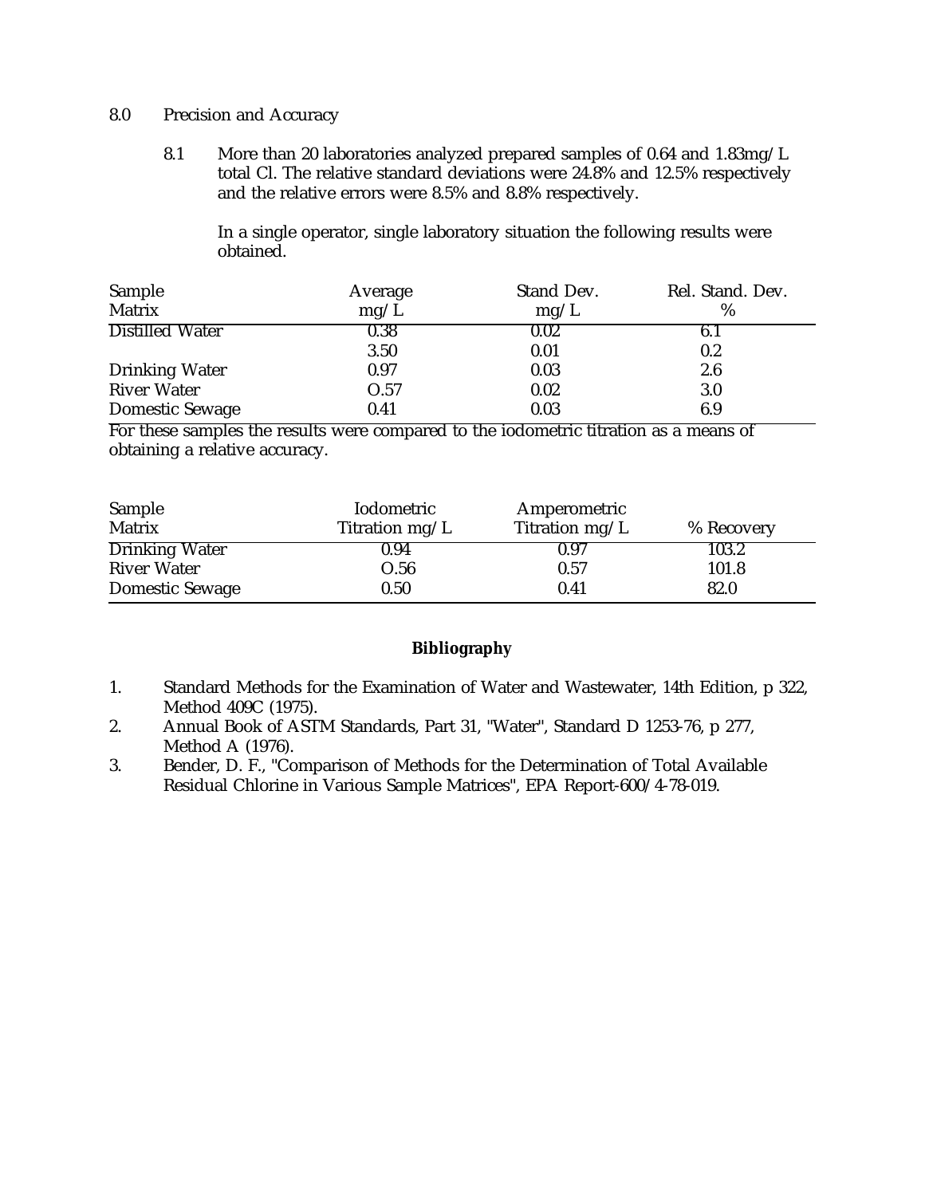8.0 Precision and Accuracy

8.1 More than 20 laboratories analyzed prepared samples of 0.64 and 1.83mg/L total Cl. The relative standard deviations were 24.8% and 12.5% respectively and the relative errors were 8.5% and 8.8% respectively.

In a single operator, single laboratory situation the following results were obtained.

| Sample Matrix | Average mg/L | Stand Dev. mg/L | Rel. Stand. Dev. % |
|---|---|---|---|
| Distilled Water | 0.38 | 0.02 | 6.1 |
| | 3.50 | 0.01 | 0.2 |
| Drinking Water | 0.97 | 0.03 | 2.6 |
| River Water | O.57 | 0.02 | 3.0 |
| Domestic Sewage | 0.41 | 0.03 | 6.9 |

For these samples the results were compared to the iodometric titration as a means of obtaining a relative accuracy.

| Sample Matrix | Iodometric Titration mg/L | Amperometric Titration mg/L | % Recovery |
|---|---|---|---|
| Drinking Water | 0.94 | 0.97 | 103.2 |
| River Water | O.56 | 0.57 | 101.8 |
| Domestic Sewage | 0.50 | 0.41 | 82.0 |

## Bibliography

1. Standard Methods for the Examination of Water and Wastewater, 14th Edition, p 322, Method 409C (1975).
2. Annual Book of ASTM Standards, Part 31, "Water", Standard D 1253-76, p 277, Method A (1976).
3. Bender, D. F., "Comparison of Methods for the Determination of Total Available Residual Chlorine in Various Sample Matrices", EPA Report-600/4-78-019.